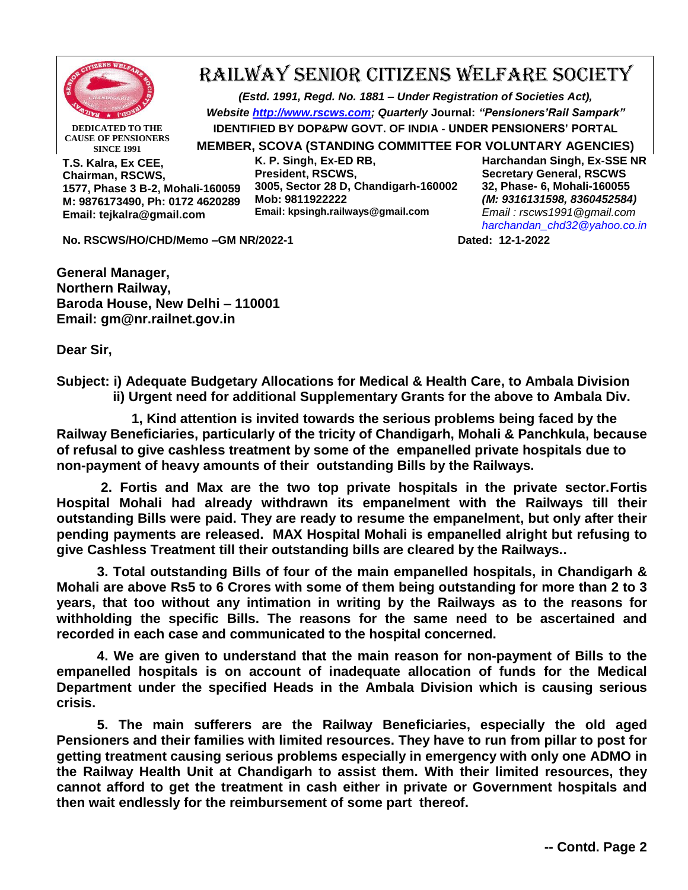# RAILWAY SENIOR CITIZENS WELFARE SOCIETY

*(Estd. 1991, Regd. No. 1881 – Under Registration of Societies Act),*
*Website http://www.rscws.com; Quarterly* **Journal:** *"Pensioners'Rail Sampark"*
**IDENTIFIED BY DOP&PW GOVT. OF INDIA - UNDER PENSIONERS' PORTAL**
**MEMBER, SCOVA (STANDING COMMITTEE FOR VOLUNTARY AGENCIES)**

**DEDICATED TO THE CAUSE OF PENSIONERS SINCE 1991**

**T.S. Kalra, Ex CEE,**
**Chairman, RSCWS,**
**1577, Phase 3 B-2, Mohali-160059**
**M: 9876173490, Ph: 0172 4620289**
**Email: tejkalra@gmail.com**

**K. P. Singh, Ex-ED RB,**
**President, RSCWS,**
**3005, Sector 28 D, Chandigarh-160002**
**Mob: 9811922222**
**Email: kpsingh.railways@gmail.com**

**Harchandan Singh, Ex-SSE NR**
**Secretary General, RSCWS**
**32, Phase- 6, Mohali-160055**
***(M: 9316131598, 8360452584)***
*Email : rscws1991@gmail.com*
*harchandan_chd32@yahoo.co.in*

**No. RSCWS/HO/CHD/Memo –GM NR/2022-1** **Dated: 12-1-2022**

**General Manager,**
**Northern Railway,**
**Baroda House, New Delhi – 110001**
**Email: gm@nr.railnet.gov.in**

**Dear Sir,**

**Subject: i) Adequate Budgetary Allocations for Medical & Health Care, to Ambala Division**
**ii) Urgent need for additional Supplementary Grants for the above to Ambala Div.**

**1, Kind attention is invited towards the serious problems being faced by the Railway Beneficiaries, particularly of the tricity of Chandigarh, Mohali & Panchkula, because of refusal to give cashless treatment by some of the empanelled private hospitals due to non-payment of heavy amounts of their outstanding Bills by the Railways.**

**2. Fortis and Max are the two top private hospitals in the private sector.Fortis Hospital Mohali had already withdrawn its empanelment with the Railways till their outstanding Bills were paid. They are ready to resume the empanelment, but only after their pending payments are released. MAX Hospital Mohali is empanelled alright but refusing to give Cashless Treatment till their outstanding bills are cleared by the Railways..**

**3. Total outstanding Bills of four of the main empanelled hospitals, in Chandigarh & Mohali are above Rs5 to 6 Crores with some of them being outstanding for more than 2 to 3 years, that too without any intimation in writing by the Railways as to the reasons for withholding the specific Bills. The reasons for the same need to be ascertained and recorded in each case and communicated to the hospital concerned.**

**4. We are given to understand that the main reason for non-payment of Bills to the empanelled hospitals is on account of inadequate allocation of funds for the Medical Department under the specified Heads in the Ambala Division which is causing serious crisis.**

**5. The main sufferers are the Railway Beneficiaries, especially the old aged Pensioners and their families with limited resources. They have to run from pillar to post for getting treatment causing serious problems especially in emergency with only one ADMO in the Railway Health Unit at Chandigarh to assist them. With their limited resources, they cannot afford to get the treatment in cash either in private or Government hospitals and then wait endlessly for the reimbursement of some part thereof.**

**-- Contd. Page 2**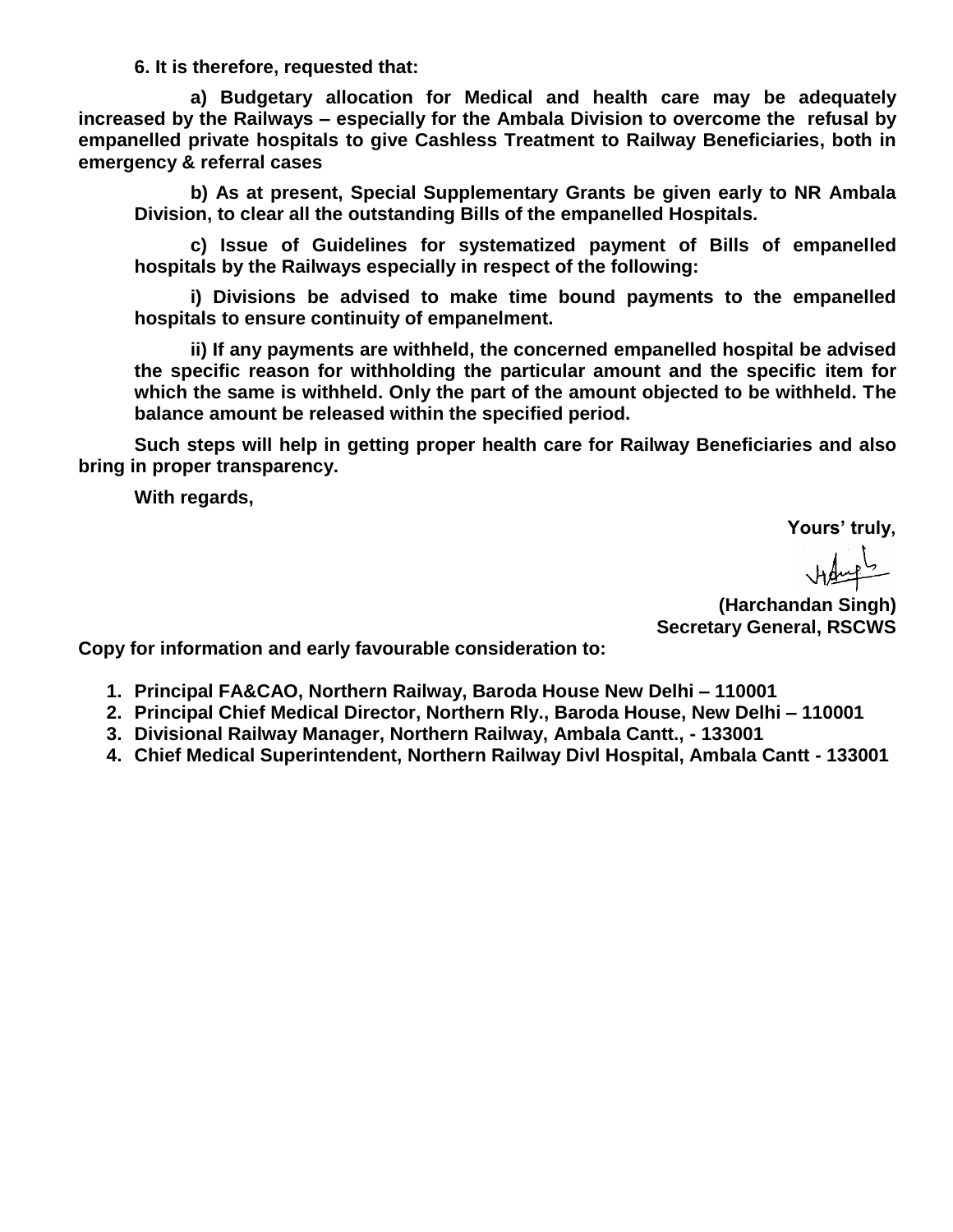**6. It is therefore, requested that:**

**a) Budgetary allocation for Medical and health care may be adequately increased by the Railways – especially for the Ambala Division to overcome the refusal by empanelled private hospitals to give Cashless Treatment to Railway Beneficiaries, both in emergency & referral cases**

**b) As at present, Special Supplementary Grants be given early to NR Ambala Division, to clear all the outstanding Bills of the empanelled Hospitals.**

**c) Issue of Guidelines for systematized payment of Bills of empanelled hospitals by the Railways especially in respect of the following:**

**i) Divisions be advised to make time bound payments to the empanelled hospitals to ensure continuity of empanelment.**

**ii) If any payments are withheld, the concerned empanelled hospital be advised the specific reason for withholding the particular amount and the specific item for which the same is withheld. Only the part of the amount objected to be withheld. The balance amount be released within the specified period.**

**Such steps will help in getting proper health care for Railway Beneficiaries and also bring in proper transparency.**

**With regards,**

**Yours' truly,**

**(Harchandan Singh)**
**Secretary General, RSCWS**

**Copy for information and early favourable consideration to:**

1. **Principal FA&CAO, Northern Railway, Baroda House New Delhi – 110001**
2. **Principal Chief Medical Director, Northern Rly., Baroda House, New Delhi – 110001**
3. **Divisional Railway Manager, Northern Railway, Ambala Cantt., - 133001**
4. **Chief Medical Superintendent, Northern Railway Divl Hospital, Ambala Cantt - 133001**